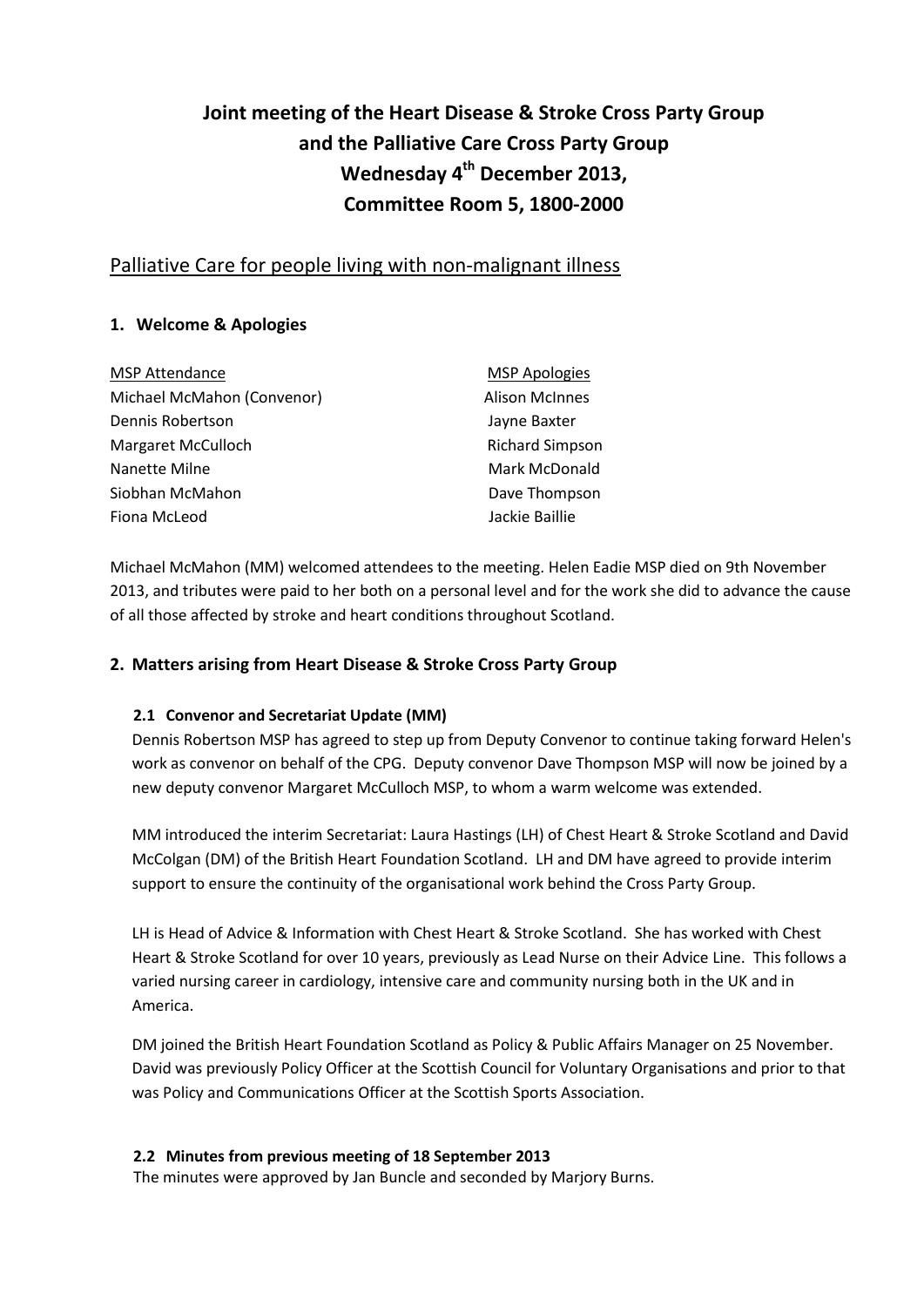# Joint meeting of the Heart Disease & Stroke Cross Party Group and the Palliative Care Cross Party Group Wednesday 4th December 2013, Committee Room 5, 1800-2000

## Palliative Care for people living with non-malignant illness

### 1. Welcome & Apologies

| MSP Attendance | MSP Apologies |
|---|---|
| Michael McMahon (Convenor) | Alison McInnes |
| Dennis Robertson | Jayne Baxter |
| Margaret McCulloch | Richard Simpson |
| Nanette Milne | Mark McDonald |
| Siobhan McMahon | Dave Thompson |
| Fiona McLeod | Jackie Baillie |

Michael McMahon (MM) welcomed attendees to the meeting. Helen Eadie MSP died on 9th November 2013, and tributes were paid to her both on a personal level and for the work she did to advance the cause of all those affected by stroke and heart conditions throughout Scotland.

### 2. Matters arising from Heart Disease & Stroke Cross Party Group

#### 2.1 Convenor and Secretariat Update (MM)

Dennis Robertson MSP has agreed to step up from Deputy Convenor to continue taking forward Helen's work as convenor on behalf of the CPG. Deputy convenor Dave Thompson MSP will now be joined by a new deputy convenor Margaret McCulloch MSP, to whom a warm welcome was extended.

MM introduced the interim Secretariat: Laura Hastings (LH) of Chest Heart & Stroke Scotland and David McColgan (DM) of the British Heart Foundation Scotland. LH and DM have agreed to provide interim support to ensure the continuity of the organisational work behind the Cross Party Group.

LH is Head of Advice & Information with Chest Heart & Stroke Scotland. She has worked with Chest Heart & Stroke Scotland for over 10 years, previously as Lead Nurse on their Advice Line. This follows a varied nursing career in cardiology, intensive care and community nursing both in the UK and in America.

DM joined the British Heart Foundation Scotland as Policy & Public Affairs Manager on 25 November. David was previously Policy Officer at the Scottish Council for Voluntary Organisations and prior to that was Policy and Communications Officer at the Scottish Sports Association.

#### 2.2 Minutes from previous meeting of 18 September 2013

The minutes were approved by Jan Buncle and seconded by Marjory Burns.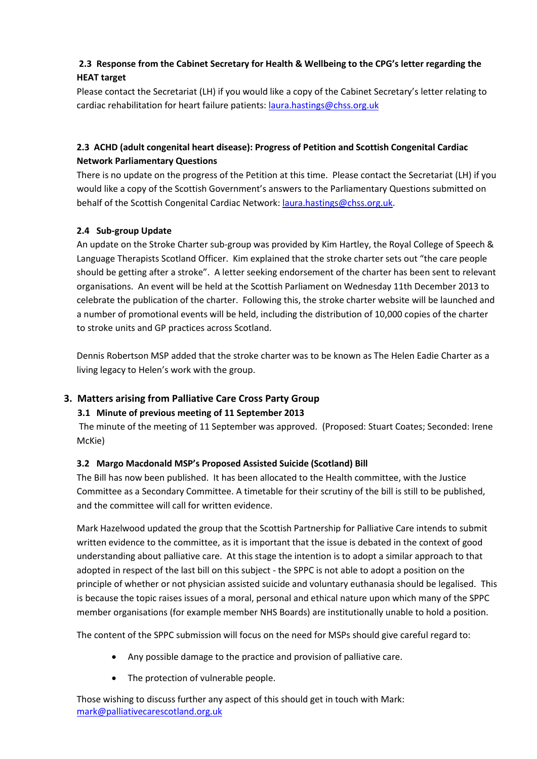### 2.3 Response from the Cabinet Secretary for Health & Wellbeing to the CPG's letter regarding the HEAT target

Please contact the Secretariat (LH) if you would like a copy of the Cabinet Secretary's letter relating to cardiac rehabilitation for heart failure patients: laura.hastings@chss.org.uk

### 2.3 ACHD (adult congenital heart disease): Progress of Petition and Scottish Congenital Cardiac Network Parliamentary Questions

There is no update on the progress of the Petition at this time. Please contact the Secretariat (LH) if you would like a copy of the Scottish Government's answers to the Parliamentary Questions submitted on behalf of the Scottish Congenital Cardiac Network: laura.hastings@chss.org.uk.

### 2.4 Sub-group Update

An update on the Stroke Charter sub-group was provided by Kim Hartley, the Royal College of Speech & Language Therapists Scotland Officer. Kim explained that the stroke charter sets out "the care people should be getting after a stroke". A letter seeking endorsement of the charter has been sent to relevant organisations. An event will be held at the Scottish Parliament on Wednesday 11th December 2013 to celebrate the publication of the charter. Following this, the stroke charter website will be launched and a number of promotional events will be held, including the distribution of 10,000 copies of the charter to stroke units and GP practices across Scotland.

Dennis Robertson MSP added that the stroke charter was to be known as The Helen Eadie Charter as a living legacy to Helen's work with the group.

## 3. Matters arising from Palliative Care Cross Party Group

### 3.1 Minute of previous meeting of 11 September 2013

The minute of the meeting of 11 September was approved. (Proposed: Stuart Coates; Seconded: Irene McKie)

### 3.2 Margo Macdonald MSP's Proposed Assisted Suicide (Scotland) Bill

The Bill has now been published. It has been allocated to the Health committee, with the Justice Committee as a Secondary Committee. A timetable for their scrutiny of the bill is still to be published, and the committee will call for written evidence.

Mark Hazelwood updated the group that the Scottish Partnership for Palliative Care intends to submit written evidence to the committee, as it is important that the issue is debated in the context of good understanding about palliative care. At this stage the intention is to adopt a similar approach to that adopted in respect of the last bill on this subject - the SPPC is not able to adopt a position on the principle of whether or not physician assisted suicide and voluntary euthanasia should be legalised. This is because the topic raises issues of a moral, personal and ethical nature upon which many of the SPPC member organisations (for example member NHS Boards) are institutionally unable to hold a position.

The content of the SPPC submission will focus on the need for MSPs should give careful regard to:

- Any possible damage to the practice and provision of palliative care.
- The protection of vulnerable people.

Those wishing to discuss further any aspect of this should get in touch with Mark: mark@palliativecarescotland.org.uk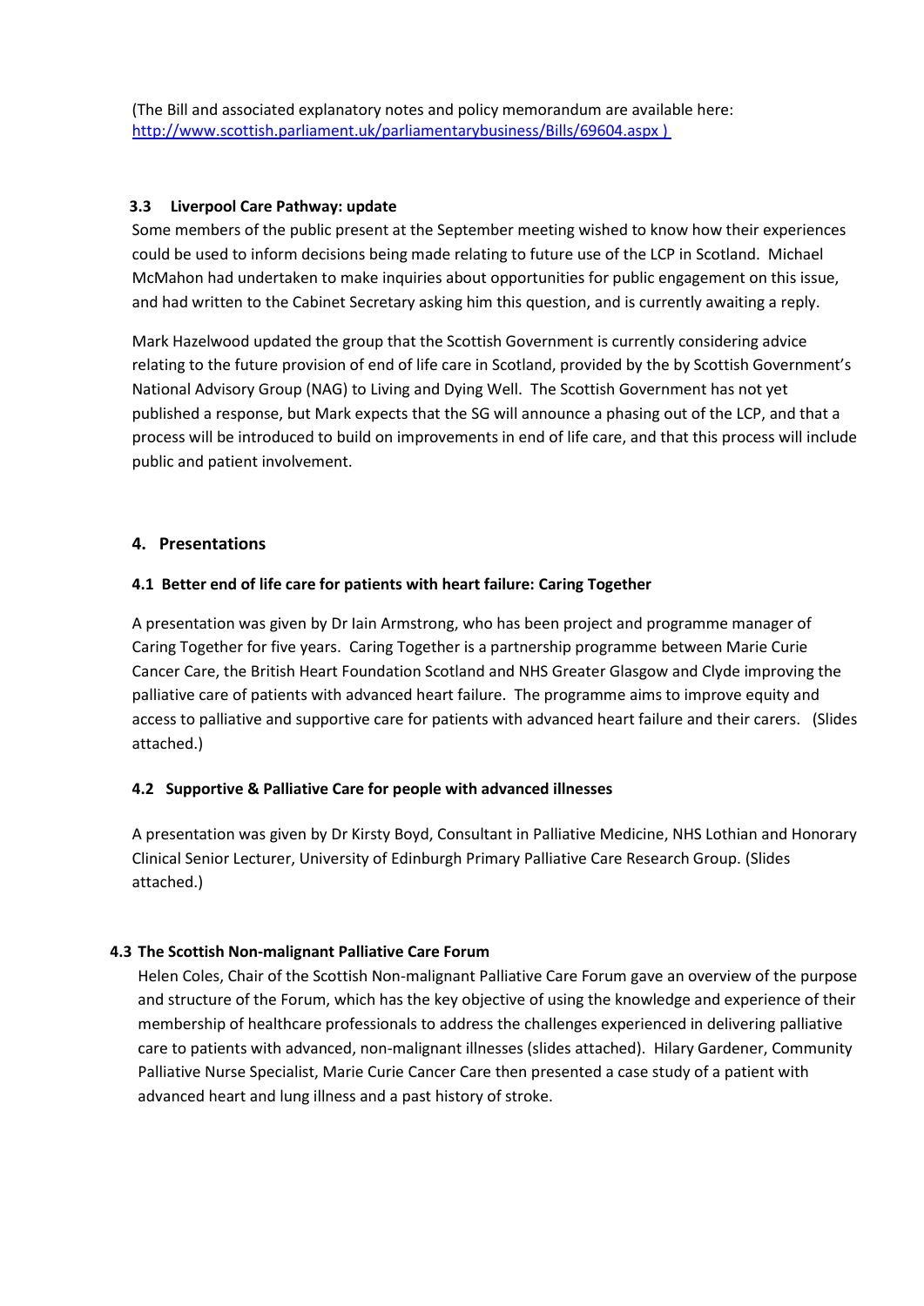(The Bill and associated explanatory notes and policy memorandum are available here: [http://www.scottish.parliament.uk/parliamentarybusiness/Bills/69604.aspx )](http://www.scottish.parliament.uk/parliamentarybusiness/Bills/69604.aspx)

### 3.3 Liverpool Care Pathway: update

Some members of the public present at the September meeting wished to know how their experiences could be used to inform decisions being made relating to future use of the LCP in Scotland. Michael McMahon had undertaken to make inquiries about opportunities for public engagement on this issue, and had written to the Cabinet Secretary asking him this question, and is currently awaiting a reply.

Mark Hazelwood updated the group that the Scottish Government is currently considering advice relating to the future provision of end of life care in Scotland, provided by the by Scottish Government's National Advisory Group (NAG) to Living and Dying Well. The Scottish Government has not yet published a response, but Mark expects that the SG will announce a phasing out of the LCP, and that a process will be introduced to build on improvements in end of life care, and that this process will include public and patient involvement.

## 4. Presentations

### 4.1 Better end of life care for patients with heart failure: Caring Together

A presentation was given by Dr Iain Armstrong, who has been project and programme manager of Caring Together for five years. Caring Together is a partnership programme between Marie Curie Cancer Care, the British Heart Foundation Scotland and NHS Greater Glasgow and Clyde improving the palliative care of patients with advanced heart failure. The programme aims to improve equity and access to palliative and supportive care for patients with advanced heart failure and their carers. (Slides attached.)

### 4.2 Supportive & Palliative Care for people with advanced illnesses

A presentation was given by Dr Kirsty Boyd, Consultant in Palliative Medicine, NHS Lothian and Honorary Clinical Senior Lecturer, University of Edinburgh Primary Palliative Care Research Group. (Slides attached.)

### 4.3 The Scottish Non-malignant Palliative Care Forum

Helen Coles, Chair of the Scottish Non-malignant Palliative Care Forum gave an overview of the purpose and structure of the Forum, which has the key objective of using the knowledge and experience of their membership of healthcare professionals to address the challenges experienced in delivering palliative care to patients with advanced, non-malignant illnesses (slides attached). Hilary Gardener, Community Palliative Nurse Specialist, Marie Curie Cancer Care then presented a case study of a patient with advanced heart and lung illness and a past history of stroke.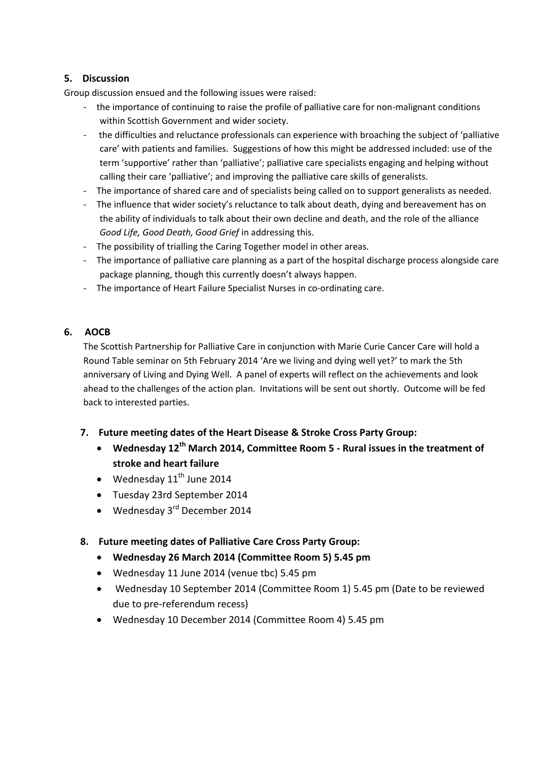### 5. Discussion

Group discussion ensued and the following issues were raised:

- the importance of continuing to raise the profile of palliative care for non-malignant conditions within Scottish Government and wider society.
- the difficulties and reluctance professionals can experience with broaching the subject of 'palliative care' with patients and families. Suggestions of how this might be addressed included: use of the term 'supportive' rather than 'palliative'; palliative care specialists engaging and helping without calling their care 'palliative'; and improving the palliative care skills of generalists.
- The importance of shared care and of specialists being called on to support generalists as needed.
- The influence that wider society's reluctance to talk about death, dying and bereavement has on the ability of individuals to talk about their own decline and death, and the role of the alliance *Good Life, Good Death, Good Grief* in addressing this.
- The possibility of trialling the Caring Together model in other areas.
- The importance of palliative care planning as a part of the hospital discharge process alongside care package planning, though this currently doesn't always happen.
- The importance of Heart Failure Specialist Nurses in co-ordinating care.

### 6. AOCB

The Scottish Partnership for Palliative Care in conjunction with Marie Curie Cancer Care will hold a Round Table seminar on 5th February 2014 'Are we living and dying well yet?' to mark the 5th anniversary of Living and Dying Well. A panel of experts will reflect on the achievements and look ahead to the challenges of the action plan. Invitations will be sent out shortly. Outcome will be fed back to interested parties.

### 7. Future meeting dates of the Heart Disease & Stroke Cross Party Group:

- **Wednesday 12th March 2014, Committee Room 5 - Rural issues in the treatment of stroke and heart failure**
- Wednesday 11th June 2014
- Tuesday 23rd September 2014
- Wednesday 3rd December 2014

### 8. Future meeting dates of Palliative Care Cross Party Group:

- **Wednesday 26 March 2014 (Committee Room 5) 5.45 pm**
- Wednesday 11 June 2014 (venue tbc) 5.45 pm
- Wednesday 10 September 2014 (Committee Room 1) 5.45 pm (Date to be reviewed due to pre-referendum recess)
- Wednesday 10 December 2014 (Committee Room 4) 5.45 pm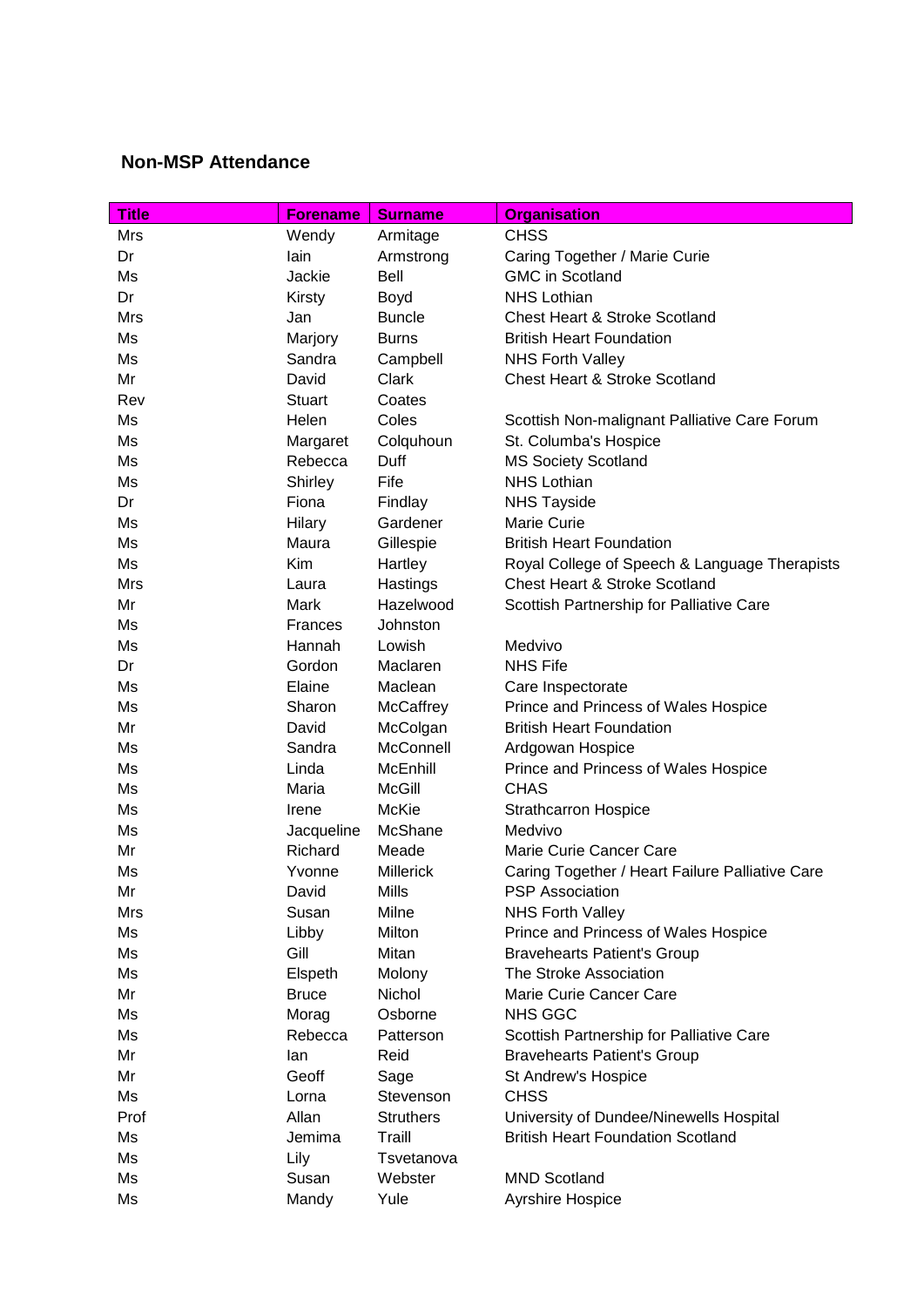**Non-MSP Attendance**

| Title | Forename | Surname | Organisation |
|---|---|---|---|
| Mrs | Wendy | Armitage | CHSS |
| Dr | Iain | Armstrong | Caring Together / Marie Curie |
| Ms | Jackie | Bell | GMC in Scotland |
| Dr | Kirsty | Boyd | NHS Lothian |
| Mrs | Jan | Buncle | Chest Heart & Stroke Scotland |
| Ms | Marjory | Burns | British Heart Foundation |
| Ms | Sandra | Campbell | NHS Forth Valley |
| Mr | David | Clark | Chest Heart & Stroke Scotland |
| Rev | Stuart | Coates | |
| Ms | Helen | Coles | Scottish Non-malignant Palliative Care Forum |
| Ms | Margaret | Colquhoun | St. Columba's Hospice |
| Ms | Rebecca | Duff | MS Society Scotland |
| Ms | Shirley | Fife | NHS Lothian |
| Dr | Fiona | Findlay | NHS Tayside |
| Ms | Hilary | Gardener | Marie Curie |
| Ms | Maura | Gillespie | British Heart Foundation |
| Ms | Kim | Hartley | Royal College of Speech & Language Therapists |
| Mrs | Laura | Hastings | Chest Heart & Stroke Scotland |
| Mr | Mark | Hazelwood | Scottish Partnership for Palliative Care |
| Ms | Frances | Johnston | |
| Ms | Hannah | Lowish | Medvivo |
| Dr | Gordon | Maclaren | NHS Fife |
| Ms | Elaine | Maclean | Care Inspectorate |
| Ms | Sharon | McCaffrey | Prince and Princess of Wales Hospice |
| Mr | David | McColgan | British Heart Foundation |
| Ms | Sandra | McConnell | Ardgowan Hospice |
| Ms | Linda | McEnhill | Prince and Princess of Wales Hospice |
| Ms | Maria | McGill | CHAS |
| Ms | Irene | McKie | Strathcarron Hospice |
| Ms | Jacqueline | McShane | Medvivo |
| Mr | Richard | Meade | Marie Curie Cancer Care |
| Ms | Yvonne | Millerick | Caring Together / Heart Failure Palliative Care |
| Mr | David | Mills | PSP Association |
| Mrs | Susan | Milne | NHS Forth Valley |
| Ms | Libby | Milton | Prince and Princess of Wales Hospice |
| Ms | Gill | Mitan | Bravehearts Patient's Group |
| Ms | Elspeth | Molony | The Stroke Association |
| Mr | Bruce | Nichol | Marie Curie Cancer Care |
| Ms | Morag | Osborne | NHS GGC |
| Ms | Rebecca | Patterson | Scottish Partnership for Palliative Care |
| Mr | Ian | Reid | Bravehearts Patient's Group |
| Mr | Geoff | Sage | St Andrew's Hospice |
| Ms | Lorna | Stevenson | CHSS |
| Prof | Allan | Struthers | University of Dundee/Ninewells Hospital |
| Ms | Jemima | Traill | British Heart Foundation Scotland |
| Ms | Lily | Tsvetanova | |
| Ms | Susan | Webster | MND Scotland |
| Ms | Mandy | Yule | Ayrshire Hospice |